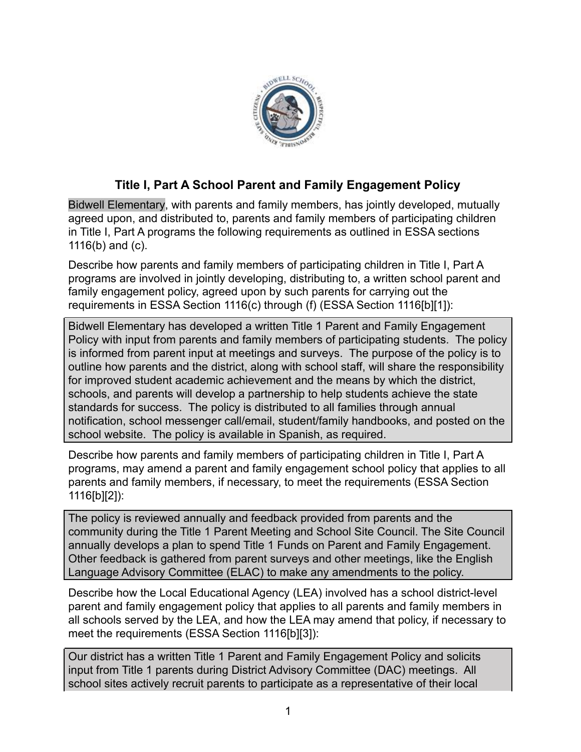# Title I, Part A School Parent and Family Engagement Policy

Bidwell Elementary, with parents and family members, has jointly developed, mutually agreed upon, and distributed to, parents and family members of participating children in Title I, Part A programs the following requirements as outlined in ESSA sections 1116(b) and (c).

Describe how parents and family members of participating children in Title I, Part A programs are involved in jointly developing, distributing to, a written school parent and family engagement policy, agreed upon by such parents for carrying out the requirements in ESSA Section 1116(c) through (f) (ESSA Section 1116[b][1]):

> Bidwell Elementary has developed a written Title 1 Parent and Family Engagement Policy with input from parents and family members of participating students. The policy is informed from parent input at meetings and surveys. The purpose of the policy is to outline how parents and the district, along with school staff, will share the responsibility for improved student academic achievement and the means by which the district, schools, and parents will develop a partnership to help students achieve the state standards for success. The policy is distributed to all families through annual notification, school messenger call/email, student/family handbooks, and posted on the school website. The policy is available in Spanish, as required.

Describe how parents and family members of participating children in Title I, Part A programs, may amend a parent and family engagement school policy that applies to all parents and family members, if necessary, to meet the requirements (ESSA Section 1116[b][2]):

> The policy is reviewed annually and feedback provided from parents and the community during the Title 1 Parent Meeting and School Site Council. The Site Council annually develops a plan to spend Title 1 Funds on Parent and Family Engagement. Other feedback is gathered from parent surveys and other meetings, like the English Language Advisory Committee (ELAC) to make any amendments to the policy.

Describe how the Local Educational Agency (LEA) involved has a school district-level parent and family engagement policy that applies to all parents and family members in all schools served by the LEA, and how the LEA may amend that policy, if necessary to meet the requirements (ESSA Section 1116[b][3]):

> Our district has a written Title 1 Parent and Family Engagement Policy and solicits input from Title 1 parents during District Advisory Committee (DAC) meetings. All school sites actively recruit parents to participate as a representative of their local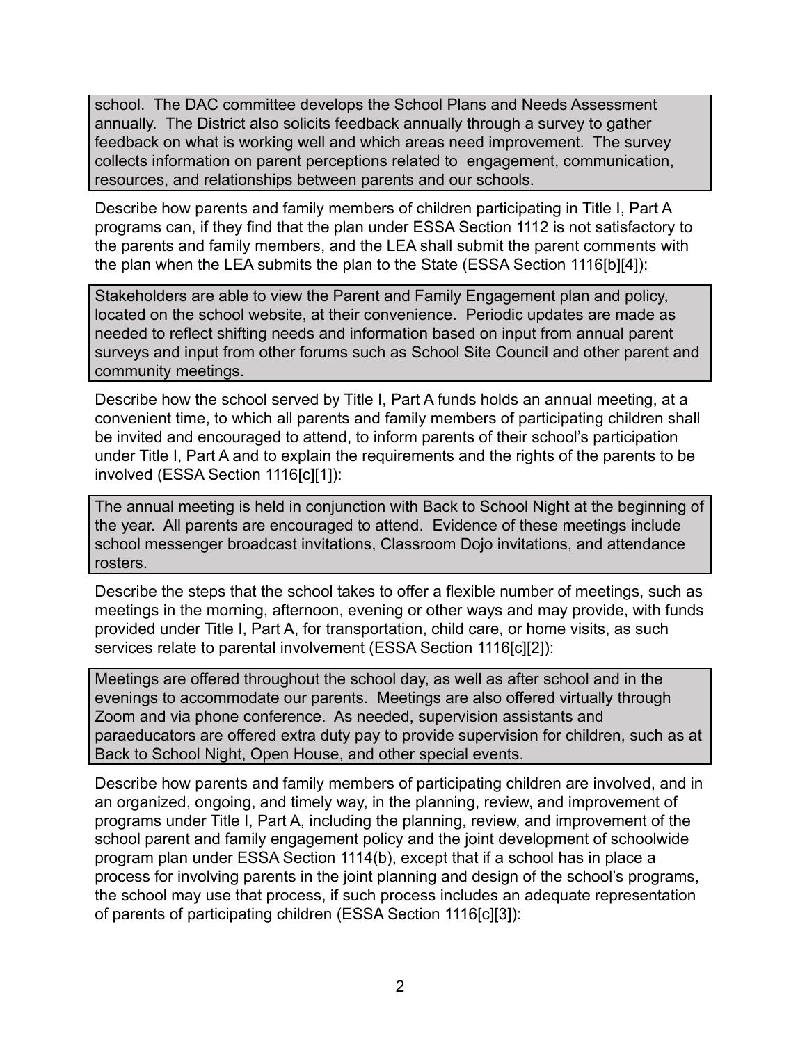school. The DAC committee develops the School Plans and Needs Assessment annually. The District also solicits feedback annually through a survey to gather feedback on what is working well and which areas need improvement. The survey collects information on parent perceptions related to engagement, communication, resources, and relationships between parents and our schools.

Describe how parents and family members of children participating in Title I, Part A programs can, if they find that the plan under ESSA Section 1112 is not satisfactory to the parents and family members, and the LEA shall submit the parent comments with the plan when the LEA submits the plan to the State (ESSA Section 1116[b][4]):

Stakeholders are able to view the Parent and Family Engagement plan and policy, located on the school website, at their convenience. Periodic updates are made as needed to reflect shifting needs and information based on input from annual parent surveys and input from other forums such as School Site Council and other parent and community meetings.

Describe how the school served by Title I, Part A funds holds an annual meeting, at a convenient time, to which all parents and family members of participating children shall be invited and encouraged to attend, to inform parents of their school's participation under Title I, Part A and to explain the requirements and the rights of the parents to be involved (ESSA Section 1116[c][1]):

The annual meeting is held in conjunction with Back to School Night at the beginning of the year. All parents are encouraged to attend. Evidence of these meetings include school messenger broadcast invitations, Classroom Dojo invitations, and attendance rosters.

Describe the steps that the school takes to offer a flexible number of meetings, such as meetings in the morning, afternoon, evening or other ways and may provide, with funds provided under Title I, Part A, for transportation, child care, or home visits, as such services relate to parental involvement (ESSA Section 1116[c][2]):

Meetings are offered throughout the school day, as well as after school and in the evenings to accommodate our parents. Meetings are also offered virtually through Zoom and via phone conference. As needed, supervision assistants and paraeducators are offered extra duty pay to provide supervision for children, such as at Back to School Night, Open House, and other special events.

Describe how parents and family members of participating children are involved, and in an organized, ongoing, and timely way, in the planning, review, and improvement of programs under Title I, Part A, including the planning, review, and improvement of the school parent and family engagement policy and the joint development of schoolwide program plan under ESSA Section 1114(b), except that if a school has in place a process for involving parents in the joint planning and design of the school's programs, the school may use that process, if such process includes an adequate representation of parents of participating children (ESSA Section 1116[c][3]):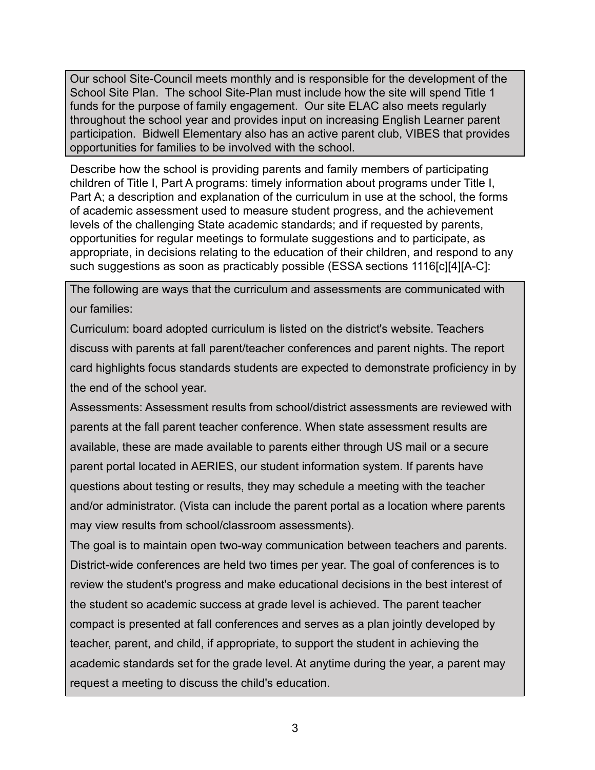Our school Site-Council meets monthly and is responsible for the development of the School Site Plan. The school Site-Plan must include how the site will spend Title 1 funds for the purpose of family engagement. Our site ELAC also meets regularly throughout the school year and provides input on increasing English Learner parent participation. Bidwell Elementary also has an active parent club, VIBES that provides opportunities for families to be involved with the school.

Describe how the school is providing parents and family members of participating children of Title I, Part A programs: timely information about programs under Title I, Part A; a description and explanation of the curriculum in use at the school, the forms of academic assessment used to measure student progress, and the achievement levels of the challenging State academic standards; and if requested by parents, opportunities for regular meetings to formulate suggestions and to participate, as appropriate, in decisions relating to the education of their children, and respond to any such suggestions as soon as practicably possible (ESSA sections 1116[c][4][A-C]:

The following are ways that the curriculum and assessments are communicated with our families:

Curriculum: board adopted curriculum is listed on the district's website. Teachers discuss with parents at fall parent/teacher conferences and parent nights. The report card highlights focus standards students are expected to demonstrate proficiency in by the end of the school year.

Assessments: Assessment results from school/district assessments are reviewed with parents at the fall parent teacher conference. When state assessment results are available, these are made available to parents either through US mail or a secure parent portal located in AERIES, our student information system. If parents have questions about testing or results, they may schedule a meeting with the teacher and/or administrator. (Vista can include the parent portal as a location where parents may view results from school/classroom assessments).

The goal is to maintain open two-way communication between teachers and parents. District-wide conferences are held two times per year. The goal of conferences is to review the student's progress and make educational decisions in the best interest of the student so academic success at grade level is achieved. The parent teacher compact is presented at fall conferences and serves as a plan jointly developed by teacher, parent, and child, if appropriate, to support the student in achieving the academic standards set for the grade level. At anytime during the year, a parent may request a meeting to discuss the child's education.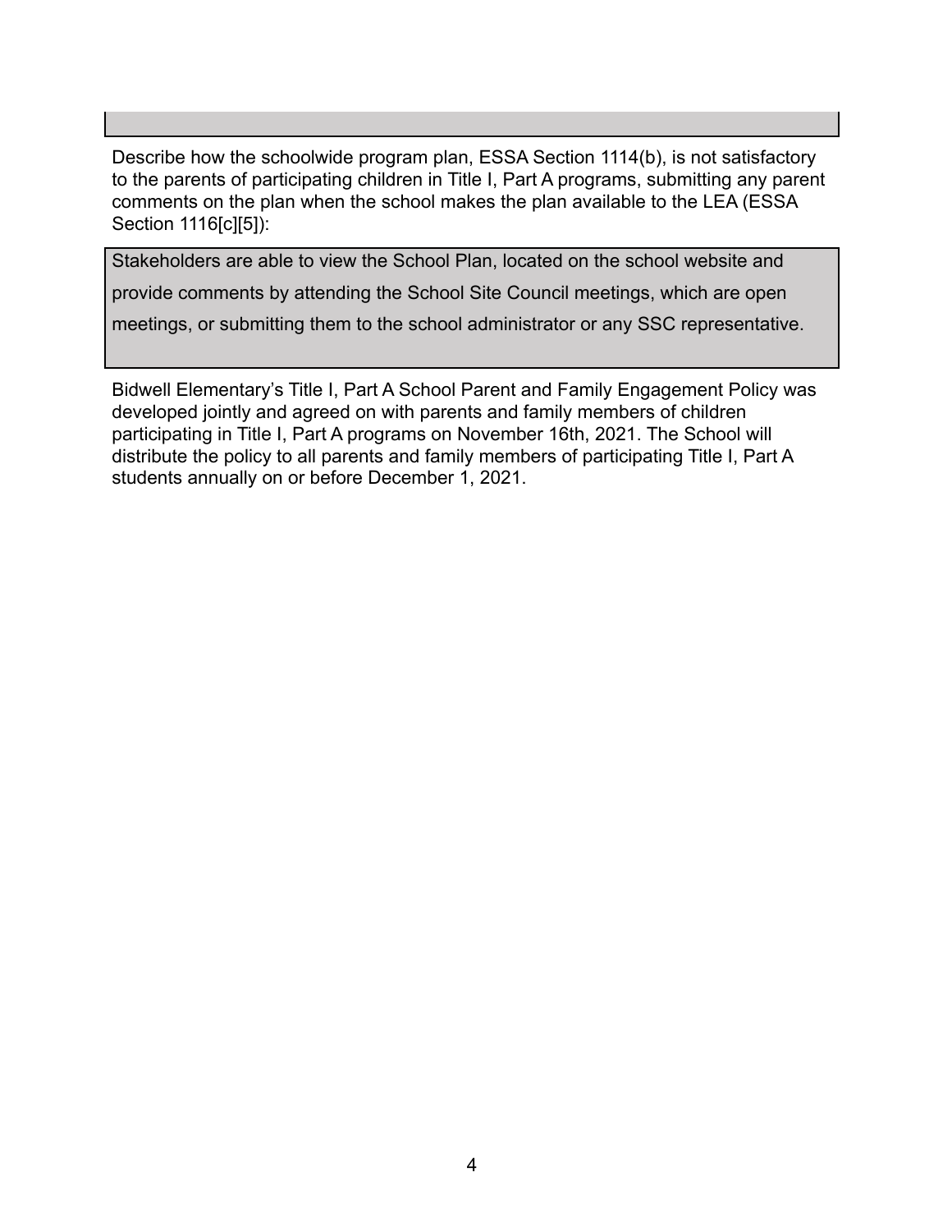Describe how the schoolwide program plan, ESSA Section 1114(b), is not satisfactory to the parents of participating children in Title I, Part A programs, submitting any parent comments on the plan when the school makes the plan available to the LEA (ESSA Section 1116[c][5]):

> Stakeholders are able to view the School Plan, located on the school website and provide comments by attending the School Site Council meetings, which are open meetings, or submitting them to the school administrator or any SSC representative.

Bidwell Elementary's Title I, Part A School Parent and Family Engagement Policy was developed jointly and agreed on with parents and family members of children participating in Title I, Part A programs on November 16th, 2021. The School will distribute the policy to all parents and family members of participating Title I, Part A students annually on or before December 1, 2021.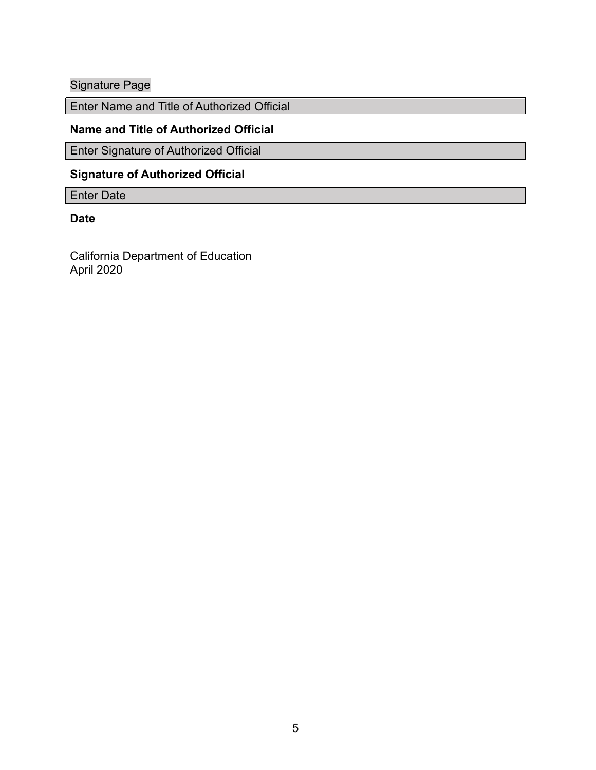Signature Page

Enter Name and Title of Authorized Official

**Name and Title of Authorized Official**

Enter Signature of Authorized Official

**Signature of Authorized Official**

Enter Date

**Date**

California Department of Education
April 2020